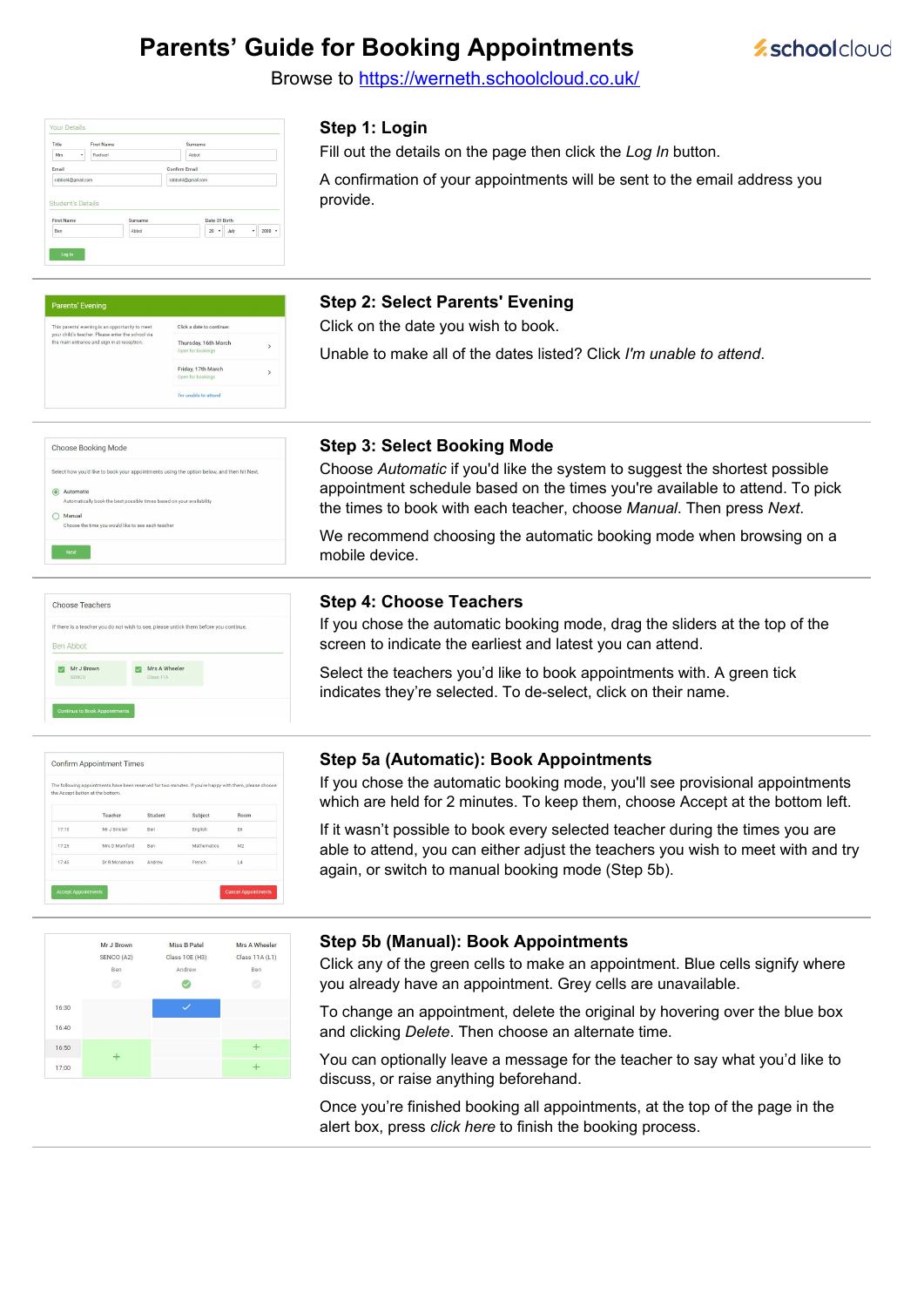# Parents' Guide for Booking Appointments

schoolcloud

Browse to https://werneth.schoolcloud.co.uk/

## Step 1: Login

Fill out the details on the page then click the *Log In* button.

A confirmation of your appointments will be sent to the email address you provide.

## Step 2: Select Parents' Evening

Click on the date you wish to book.

Unable to make all of the dates listed? Click *I'm unable to attend*.

## Step 3: Select Booking Mode

Choose *Automatic* if you'd like the system to suggest the shortest possible appointment schedule based on the times you're available to attend. To pick the times to book with each teacher, choose *Manual*. Then press *Next*.

We recommend choosing the automatic booking mode when browsing on a mobile device.

## Step 4: Choose Teachers

If you chose the automatic booking mode, drag the sliders at the top of the screen to indicate the earliest and latest you can attend.

Select the teachers you'd like to book appointments with. A green tick indicates they're selected. To de-select, click on their name.

## Step 5a (Automatic): Book Appointments

If you chose the automatic booking mode, you'll see provisional appointments which are held for 2 minutes. To keep them, choose Accept at the bottom left.

If it wasn't possible to book every selected teacher during the times you are able to attend, you can either adjust the teachers you wish to meet with and try again, or switch to manual booking mode (Step 5b).

## Step 5b (Manual): Book Appointments

Click any of the green cells to make an appointment. Blue cells signify where you already have an appointment. Grey cells are unavailable.

To change an appointment, delete the original by hovering over the blue box and clicking *Delete*. Then choose an alternate time.

You can optionally leave a message for the teacher to say what you'd like to discuss, or raise anything beforehand.

Once you're finished booking all appointments, at the top of the page in the alert box, press *click here* to finish the booking process.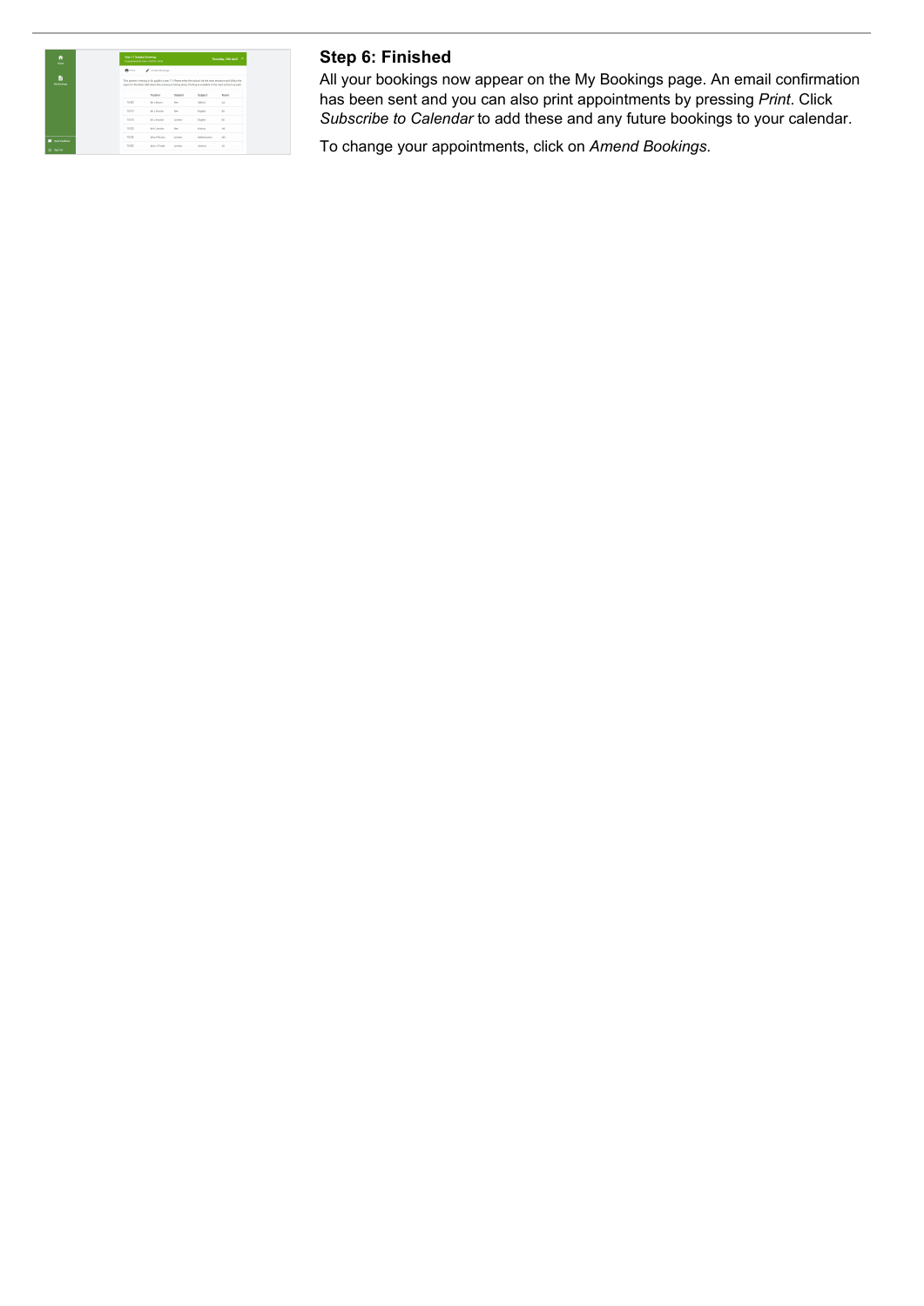### Step 6: Finished

All your bookings now appear on the My Bookings page. An email confirmation has been sent and you can also print appointments by pressing *Print*. Click *Subscribe to Calendar* to add these and any future bookings to your calendar.

To change your appointments, click on *Amend Bookings*.